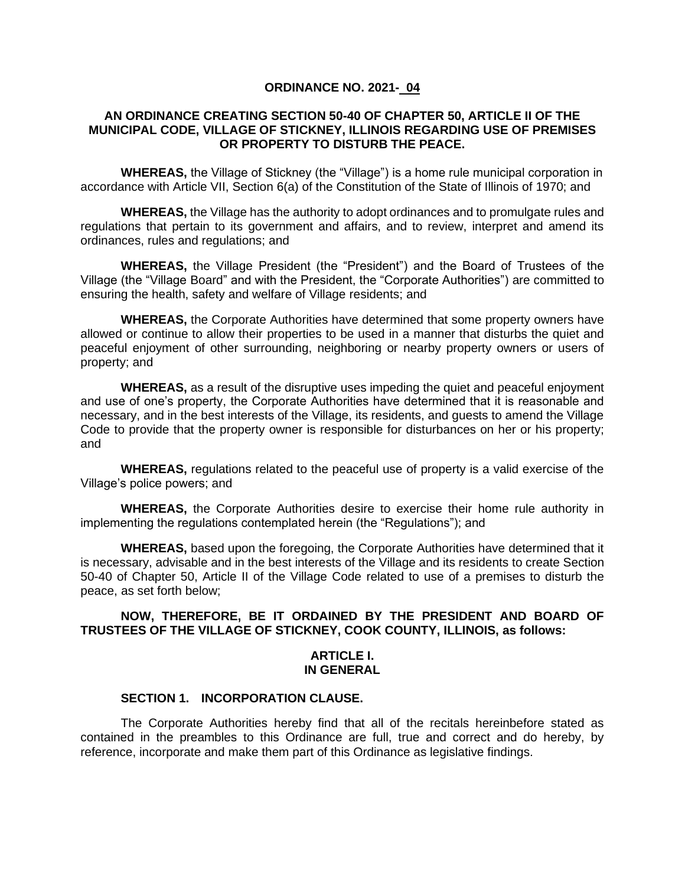**ORDINANCE NO. 2021- 04**

**AN ORDINANCE CREATING SECTION 50-40 OF CHAPTER 50, ARTICLE II OF THE MUNICIPAL CODE, VILLAGE OF STICKNEY, ILLINOIS REGARDING USE OF PREMISES OR PROPERTY TO DISTURB THE PEACE.**

**WHEREAS,** the Village of Stickney (the "Village") is a home rule municipal corporation in accordance with Article VII, Section 6(a) of the Constitution of the State of Illinois of 1970; and

**WHEREAS,** the Village has the authority to adopt ordinances and to promulgate rules and regulations that pertain to its government and affairs, and to review, interpret and amend its ordinances, rules and regulations; and

**WHEREAS,** the Village President (the "President") and the Board of Trustees of the Village (the "Village Board" and with the President, the "Corporate Authorities") are committed to ensuring the health, safety and welfare of Village residents; and

**WHEREAS,** the Corporate Authorities have determined that some property owners have allowed or continue to allow their properties to be used in a manner that disturbs the quiet and peaceful enjoyment of other surrounding, neighboring or nearby property owners or users of property; and

**WHEREAS,** as a result of the disruptive uses impeding the quiet and peaceful enjoyment and use of one's property, the Corporate Authorities have determined that it is reasonable and necessary, and in the best interests of the Village, its residents, and guests to amend the Village Code to provide that the property owner is responsible for disturbances on her or his property; and

**WHEREAS,** regulations related to the peaceful use of property is a valid exercise of the Village's police powers; and

**WHEREAS,** the Corporate Authorities desire to exercise their home rule authority in implementing the regulations contemplated herein (the "Regulations"); and

**WHEREAS,** based upon the foregoing, the Corporate Authorities have determined that it is necessary, advisable and in the best interests of the Village and its residents to create Section 50-40 of Chapter 50, Article II of the Village Code related to use of a premises to disturb the peace, as set forth below;

**NOW, THEREFORE, BE IT ORDAINED BY THE PRESIDENT AND BOARD OF TRUSTEES OF THE VILLAGE OF STICKNEY, COOK COUNTY, ILLINOIS, as follows:**

**ARTICLE I.**
**IN GENERAL**

**SECTION 1. INCORPORATION CLAUSE.**

The Corporate Authorities hereby find that all of the recitals hereinbefore stated as contained in the preambles to this Ordinance are full, true and correct and do hereby, by reference, incorporate and make them part of this Ordinance as legislative findings.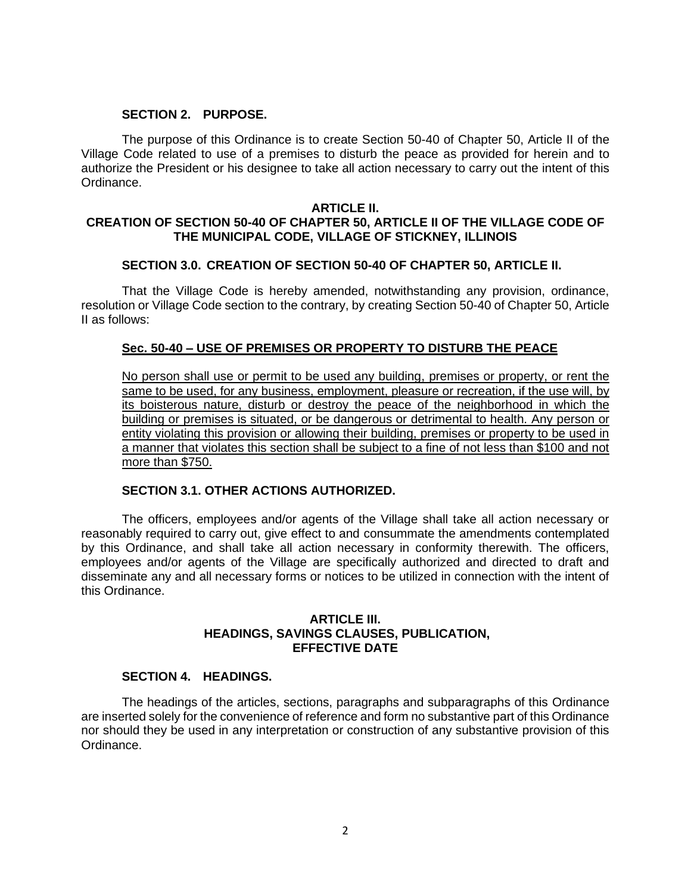**SECTION 2. PURPOSE.**

The purpose of this Ordinance is to create Section 50-40 of Chapter 50, Article II of the Village Code related to use of a premises to disturb the peace as provided for herein and to authorize the President or his designee to take all action necessary to carry out the intent of this Ordinance.

## ARTICLE II.
## CREATION OF SECTION 50-40 OF CHAPTER 50, ARTICLE II OF THE VILLAGE CODE OF THE MUNICIPAL CODE, VILLAGE OF STICKNEY, ILLINOIS

**SECTION 3.0. CREATION OF SECTION 50-40 OF CHAPTER 50, ARTICLE II.**

That the Village Code is hereby amended, notwithstanding any provision, ordinance, resolution or Village Code section to the contrary, by creating Section 50-40 of Chapter 50, Article II as follows:

**Sec. 50-40 – USE OF PREMISES OR PROPERTY TO DISTURB THE PEACE**

No person shall use or permit to be used any building, premises or property, or rent the same to be used, for any business, employment, pleasure or recreation, if the use will, by its boisterous nature, disturb or destroy the peace of the neighborhood in which the building or premises is situated, or be dangerous or detrimental to health. Any person or entity violating this provision or allowing their building, premises or property to be used in a manner that violates this section shall be subject to a fine of not less than $100 and not more than $750.

**SECTION 3.1. OTHER ACTIONS AUTHORIZED.**

The officers, employees and/or agents of the Village shall take all action necessary or reasonably required to carry out, give effect to and consummate the amendments contemplated by this Ordinance, and shall take all action necessary in conformity therewith. The officers, employees and/or agents of the Village are specifically authorized and directed to draft and disseminate any and all necessary forms or notices to be utilized in connection with the intent of this Ordinance.

## ARTICLE III.
## HEADINGS, SAVINGS CLAUSES, PUBLICATION, EFFECTIVE DATE

**SECTION 4. HEADINGS.**

The headings of the articles, sections, paragraphs and subparagraphs of this Ordinance are inserted solely for the convenience of reference and form no substantive part of this Ordinance nor should they be used in any interpretation or construction of any substantive provision of this Ordinance.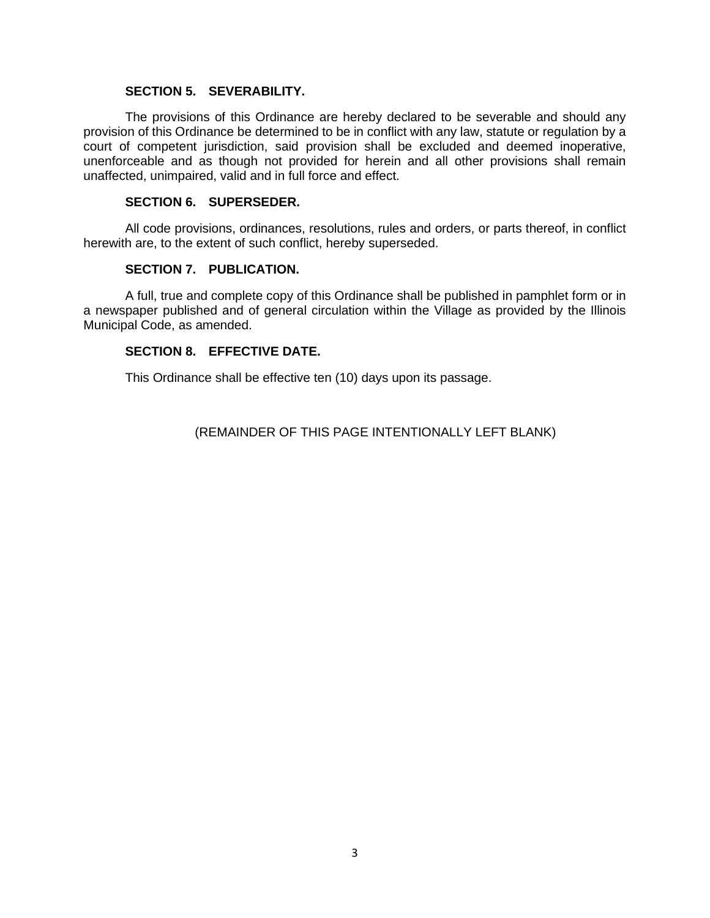**SECTION 5. SEVERABILITY.**

The provisions of this Ordinance are hereby declared to be severable and should any provision of this Ordinance be determined to be in conflict with any law, statute or regulation by a court of competent jurisdiction, said provision shall be excluded and deemed inoperative, unenforceable and as though not provided for herein and all other provisions shall remain unaffected, unimpaired, valid and in full force and effect.

**SECTION 6. SUPERSEDER.**

All code provisions, ordinances, resolutions, rules and orders, or parts thereof, in conflict herewith are, to the extent of such conflict, hereby superseded.

**SECTION 7. PUBLICATION.**

A full, true and complete copy of this Ordinance shall be published in pamphlet form or in a newspaper published and of general circulation within the Village as provided by the Illinois Municipal Code, as amended.

**SECTION 8. EFFECTIVE DATE.**

This Ordinance shall be effective ten (10) days upon its passage.

(REMAINDER OF THIS PAGE INTENTIONALLY LEFT BLANK)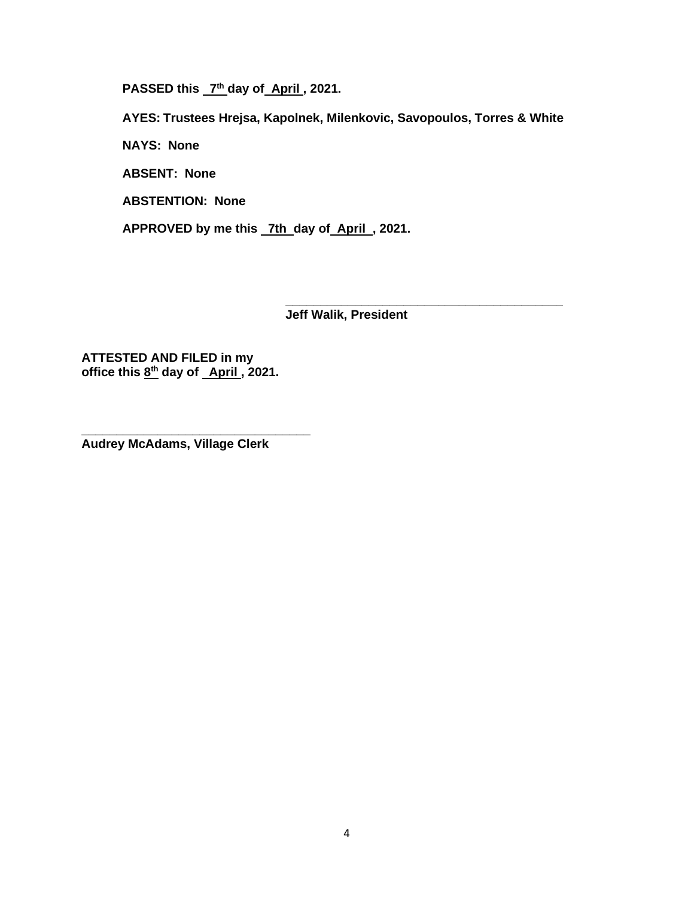**PASSED this 7th day of April, 2021.**

**AYES: Trustees Hrejsa, Kapolnek, Milenkovic, Savopoulos, Torres & White**

**NAYS: None**

**ABSENT: None**

**ABSTENTION: None**

**APPROVED by me this 7th day of April, 2021.**

\_\_\_\_\_\_\_\_\_\_\_\_\_\_\_\_\_\_\_\_\_\_\_\_\_\_\_\_\_\_\_\_\_\_\_\_\_\_\_\_
**Jeff Walik, President**

**ATTESTED AND FILED in my office this 8th day of April, 2021.**

\_\_\_\_\_\_\_\_\_\_\_\_\_\_\_\_\_\_\_\_\_\_\_\_\_\_\_\_\_\_\_\_\_\_\_
**Audrey McAdams, Village Clerk**